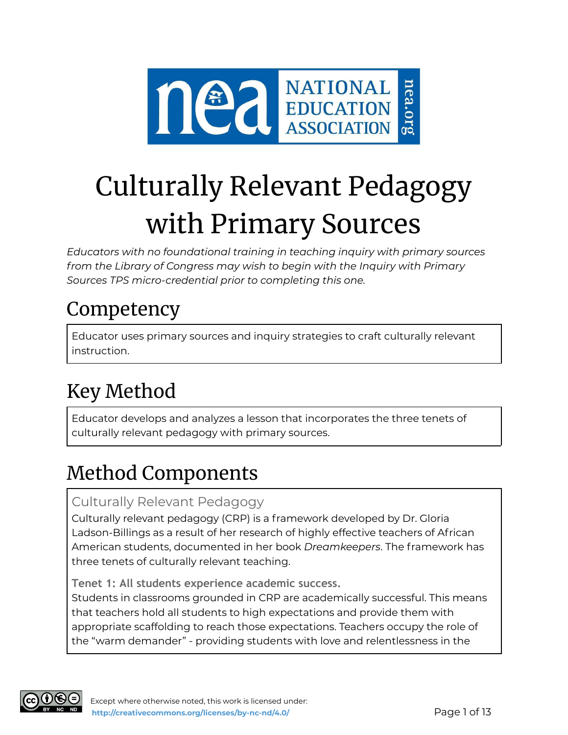# Culturally Relevant Pedagogy with Primary Sources

*Educators with no foundational training in teaching inquiry with primary sources from the Library of Congress may wish to begin with the Inquiry with Primary Sources TPS micro-credential prior to completing this one.*

## Competency

Educator uses primary sources and inquiry strategies to craft culturally relevant instruction.

## Key Method

Educator develops and analyzes a lesson that incorporates the three tenets of culturally relevant pedagogy with primary sources.

## Method Components

### Culturally Relevant Pedagogy

Culturally relevant pedagogy (CRP) is a framework developed by Dr. Gloria Ladson-Billings as a result of her research of highly effective teachers of African American students, documented in her book *Dreamkeepers*. The framework has three tenets of culturally relevant teaching.

**Tenet 1: All students experience academic success.**

Students in classrooms grounded in CRP are academically successful. This means that teachers hold all students to high expectations and provide them with appropriate scaffolding to reach those expectations. Teachers occupy the role of the "warm demander" - providing students with love and relentlessness in the

Except where otherwise noted, this work is licensed under: http://creativecommons.org/licenses/by-nc-nd/4.0/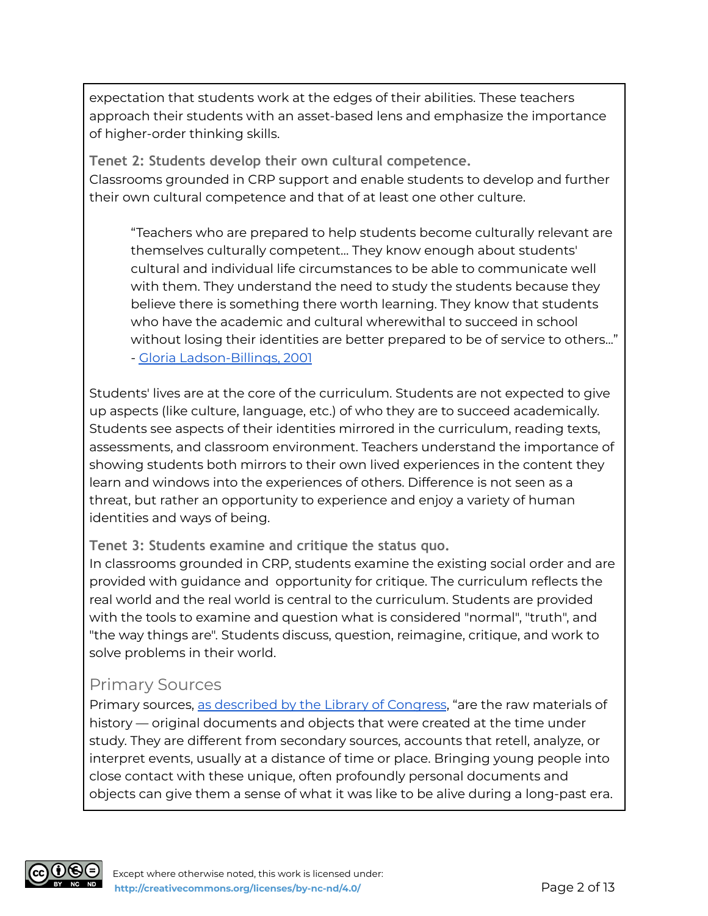expectation that students work at the edges of their abilities. These teachers approach their students with an asset-based lens and emphasize the importance of higher-order thinking skills.

### Tenet 2: Students develop their own cultural competence.

Classrooms grounded in CRP support and enable students to develop and further their own cultural competence and that of at least one other culture.

> "Teachers who are prepared to help students become culturally relevant are themselves culturally competent... They know enough about students' cultural and individual life circumstances to be able to communicate well with them. They understand the need to study the students because they believe there is something there worth learning. They know that students who have the academic and cultural wherewithal to succeed in school without losing their identities are better prepared to be of service to others..." - [Gloria Ladson-Billings, 2001]()

Students' lives are at the core of the curriculum. Students are not expected to give up aspects (like culture, language, etc.) of who they are to succeed academically. Students see aspects of their identities mirrored in the curriculum, reading texts, assessments, and classroom environment. Teachers understand the importance of showing students both mirrors to their own lived experiences in the content they learn and windows into the experiences of others. Difference is not seen as a threat, but rather an opportunity to experience and enjoy a variety of human identities and ways of being.

### Tenet 3: Students examine and critique the status quo.

In classrooms grounded in CRP, students examine the existing social order and are provided with guidance and opportunity for critique. The curriculum reflects the real world and the real world is central to the curriculum. Students are provided with the tools to examine and question what is considered "normal", "truth", and "the way things are". Students discuss, question, reimagine, critique, and work to solve problems in their world.

## Primary Sources

Primary sources, [as described by the Library of Congress](), "are the raw materials of history — original documents and objects that were created at the time under study. They are different from secondary sources, accounts that retell, analyze, or interpret events, usually at a distance of time or place. Bringing young people into close contact with these unique, often profoundly personal documents and objects can give them a sense of what it was like to be alive during a long-past era.

Except where otherwise noted, this work is licensed under: http://creativecommons.org/licenses/by-nc-nd/4.0/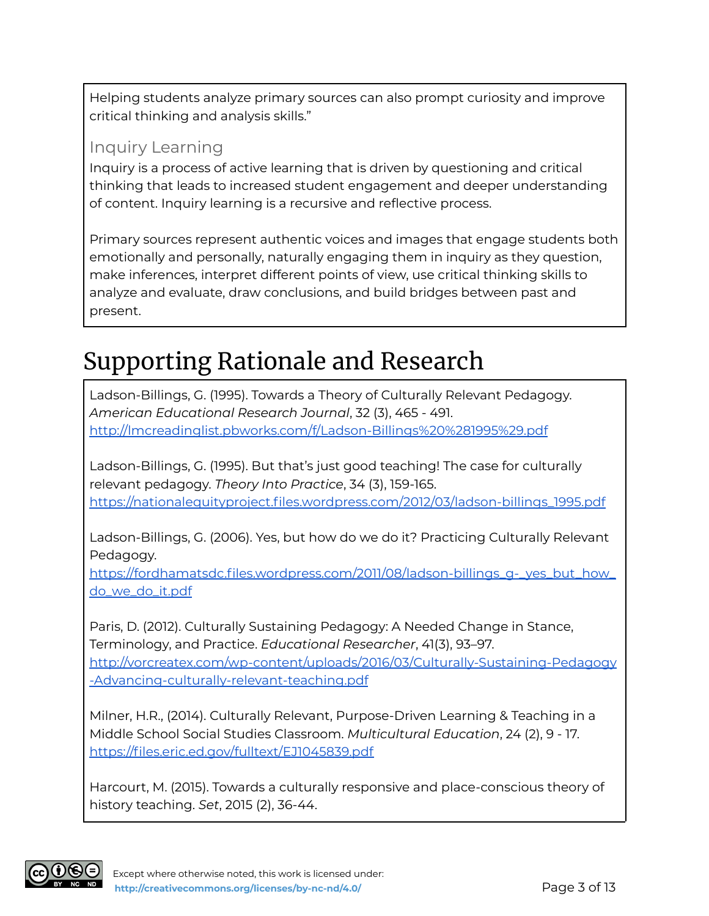Helping students analyze primary sources can also prompt curiosity and improve critical thinking and analysis skills."

### Inquiry Learning

Inquiry is a process of active learning that is driven by questioning and critical thinking that leads to increased student engagement and deeper understanding of content. Inquiry learning is a recursive and reflective process.

Primary sources represent authentic voices and images that engage students both emotionally and personally, naturally engaging them in inquiry as they question, make inferences, interpret different points of view, use critical thinking skills to analyze and evaluate, draw conclusions, and build bridges between past and present.

# Supporting Rationale and Research

Ladson-Billings, G. (1995). Towards a Theory of Culturally Relevant Pedagogy. *American Educational Research Journal*, 32 (3), 465 - 491. http://lmcreadinglist.pbworks.com/f/Ladson-Billings%20%281995%29.pdf

Ladson-Billings, G. (1995). But that's just good teaching! The case for culturally relevant pedagogy. *Theory Into Practice*, 34 (3), 159-165. https://nationalequityproject.files.wordpress.com/2012/03/ladson-billings_1995.pdf

Ladson-Billings, G. (2006). Yes, but how do we do it? Practicing Culturally Relevant Pedagogy. https://fordhamatsdc.files.wordpress.com/2011/08/ladson-billings_g-_yes_but_how_do_we_do_it.pdf

Paris, D. (2012). Culturally Sustaining Pedagogy: A Needed Change in Stance, Terminology, and Practice. *Educational Researcher*, 41(3), 93–97. http://vorcreatex.com/wp-content/uploads/2016/03/Culturally-Sustaining-Pedagogy-Advancing-culturally-relevant-teaching.pdf

Milner, H.R., (2014). Culturally Relevant, Purpose-Driven Learning & Teaching in a Middle School Social Studies Classroom. *Multicultural Education*, 24 (2), 9 - 17. https://files.eric.ed.gov/fulltext/EJ1045839.pdf

Harcourt, M. (2015). Towards a culturally responsive and place-conscious theory of history teaching. *Set*, 2015 (2), 36-44.

Except where otherwise noted, this work is licensed under: http://creativecommons.org/licenses/by-nc-nd/4.0/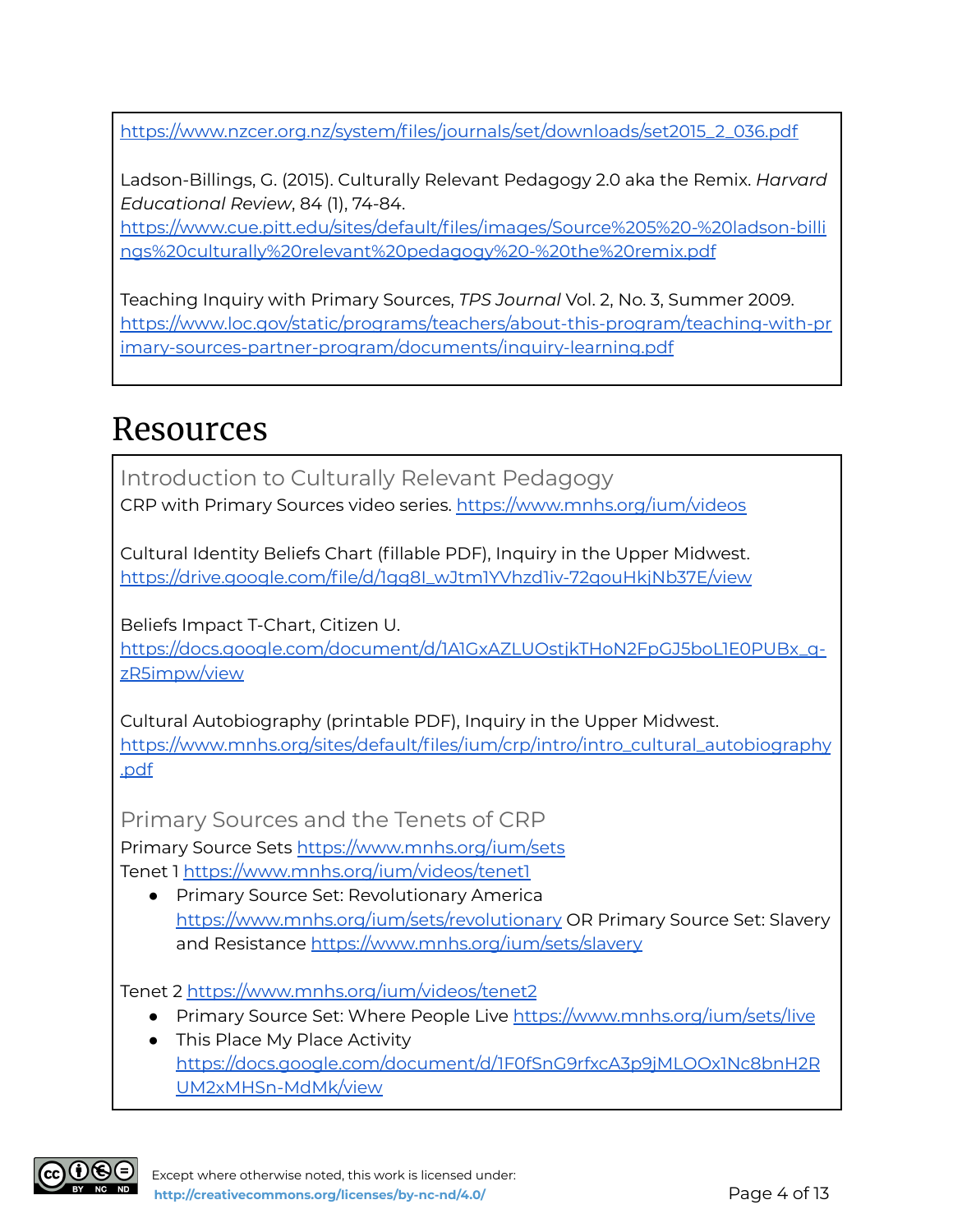https://www.nzcer.org.nz/system/files/journals/set/downloads/set2015_2_036.pdf

Ladson-Billings, G. (2015). Culturally Relevant Pedagogy 2.0 aka the Remix. *Harvard Educational Review*, 84 (1), 74-84. https://www.cue.pitt.edu/sites/default/files/images/Source%205%20-%20ladson-billings%20culturally%20relevant%20pedagogy%20-%20the%20remix.pdf

Teaching Inquiry with Primary Sources, *TPS Journal* Vol. 2, No. 3, Summer 2009. https://www.loc.gov/static/programs/teachers/about-this-program/teaching-with-primary-sources-partner-program/documents/inquiry-learning.pdf

# Resources

## Introduction to Culturally Relevant Pedagogy

CRP with Primary Sources video series. https://www.mnhs.org/ium/videos

Cultural Identity Beliefs Chart (fillable PDF), Inquiry in the Upper Midwest. https://drive.google.com/file/d/1gg8I_wJtm1YVhzd1iv-72qouHkjNb37E/view

Beliefs Impact T-Chart, Citizen U. https://docs.google.com/document/d/1A1GxAZLUOstjkTHoN2FpGJ5boL1E0PUBx_q-zR5impw/view

Cultural Autobiography (printable PDF), Inquiry in the Upper Midwest. https://www.mnhs.org/sites/default/files/ium/crp/intro/intro_cultural_autobiography.pdf

## Primary Sources and the Tenets of CRP

Primary Source Sets https://www.mnhs.org/ium/sets

Tenet 1 https://www.mnhs.org/ium/videos/tenet1

- Primary Source Set: Revolutionary America https://www.mnhs.org/ium/sets/revolutionary OR Primary Source Set: Slavery and Resistance https://www.mnhs.org/ium/sets/slavery

Tenet 2 https://www.mnhs.org/ium/videos/tenet2

- Primary Source Set: Where People Live https://www.mnhs.org/ium/sets/live
- This Place My Place Activity https://docs.google.com/document/d/1F0fSnG9rfxcA3p9jMLOOx1Nc8bnH2RUM2xMHSn-MdMk/view

Except where otherwise noted, this work is licensed under: http://creativecommons.org/licenses/by-nc-nd/4.0/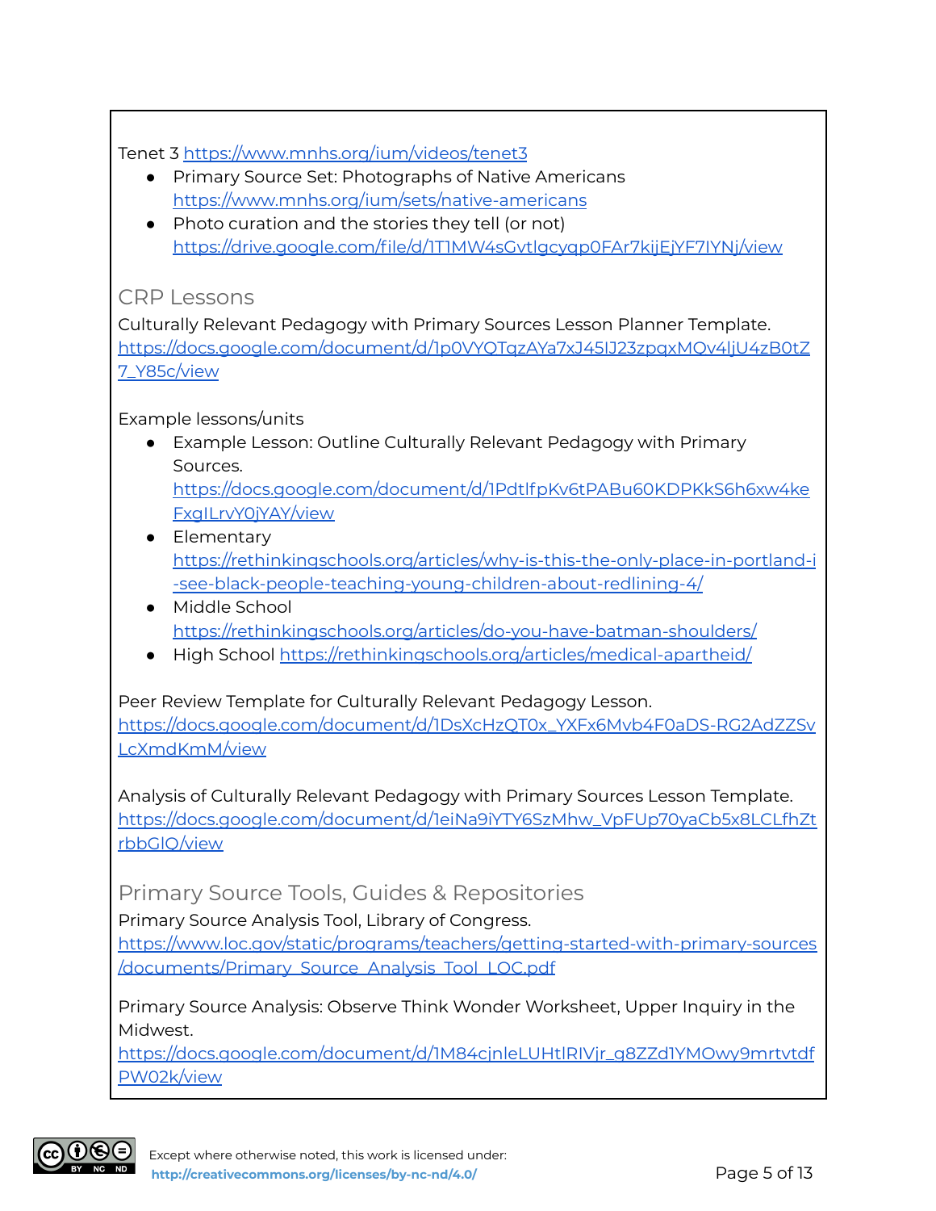Tenet 3 https://www.mnhs.org/ium/videos/tenet3

- Primary Source Set: Photographs of Native Americans https://www.mnhs.org/ium/sets/native-americans
- Photo curation and the stories they tell (or not) https://drive.google.com/file/d/1T1MW4sGvtlgcyqp0FAr7kijEjYF7IYNj/view

## CRP Lessons

Culturally Relevant Pedagogy with Primary Sources Lesson Planner Template. https://docs.google.com/document/d/1p0VYQTqzAYa7xJ45IJ23zpqxMQv4ljU4zB0tZ7_Y85c/view

Example lessons/units

- Example Lesson: Outline Culturally Relevant Pedagogy with Primary Sources. https://docs.google.com/document/d/1PdtlfpKv6tPABu60KDPKkS6h6xw4keFxgILrvY0jYAY/view
- Elementary https://rethinkingschools.org/articles/why-is-this-the-only-place-in-portland-i-see-black-people-teaching-young-children-about-redlining-4/
- Middle School https://rethinkingschools.org/articles/do-you-have-batman-shoulders/
- High School https://rethinkingschools.org/articles/medical-apartheid/

Peer Review Template for Culturally Relevant Pedagogy Lesson. https://docs.google.com/document/d/1DsXcHzQT0x_YXFx6Mvb4F0aDS-RG2AdZZSvLcXmdKmM/view

Analysis of Culturally Relevant Pedagogy with Primary Sources Lesson Template. https://docs.google.com/document/d/1eiNa9iYTY6SzMhw_VpFUp70yaCb5x8LCLfhZtrbbGlQ/view

## Primary Source Tools, Guides & Repositories

Primary Source Analysis Tool, Library of Congress. https://www.loc.gov/static/programs/teachers/getting-started-with-primary-sources/documents/Primary_Source_Analysis_Tool_LOC.pdf

Primary Source Analysis: Observe Think Wonder Worksheet, Upper Inquiry in the Midwest. https://docs.google.com/document/d/1M84cjnleLUHtlRIVjr_g8ZZd1YMOwy9mrtvtdfPW02k/view

Except where otherwise noted, this work is licensed under: http://creativecommons.org/licenses/by-nc-nd/4.0/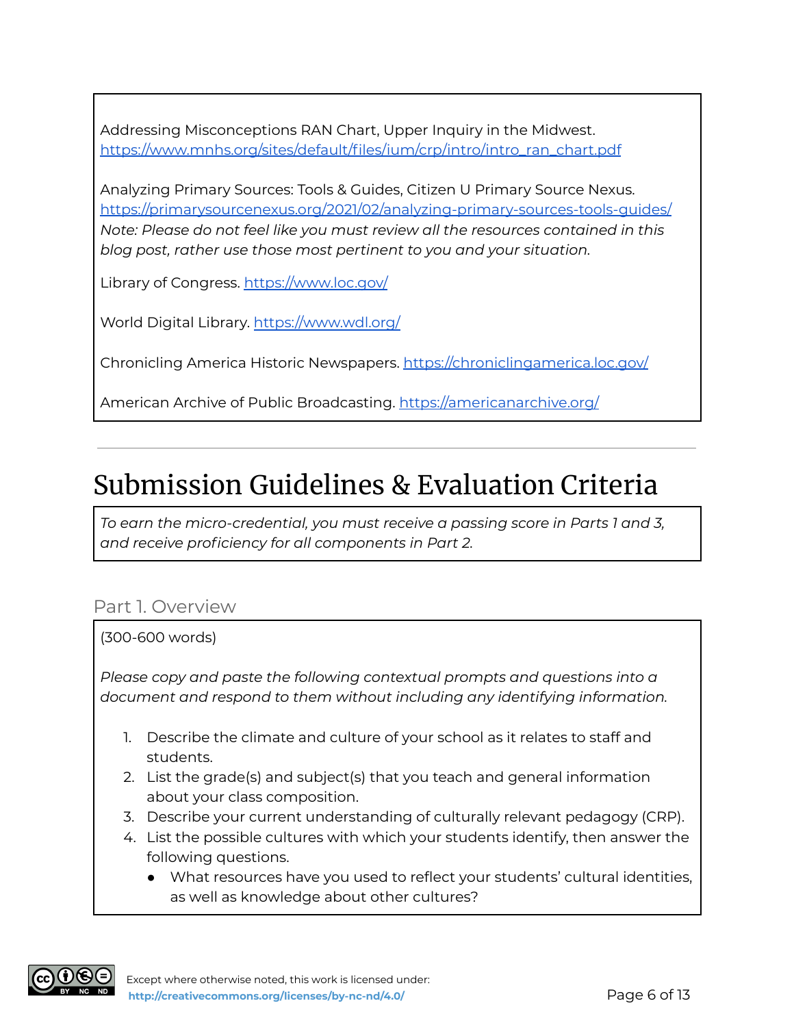Addressing Misconceptions RAN Chart, Upper Inquiry in the Midwest. https://www.mnhs.org/sites/default/files/ium/crp/intro/intro_ran_chart.pdf

Analyzing Primary Sources: Tools & Guides, Citizen U Primary Source Nexus. https://primarysourcenexus.org/2021/02/analyzing-primary-sources-tools-guides/
*Note: Please do not feel like you must review all the resources contained in this blog post, rather use those most pertinent to you and your situation.*

Library of Congress. https://www.loc.gov/

World Digital Library. https://www.wdl.org/

Chronicling America Historic Newspapers. https://chroniclingamerica.loc.gov/

American Archive of Public Broadcasting. https://americanarchive.org/

---

# Submission Guidelines & Evaluation Criteria

*To earn the micro-credential, you must receive a passing score in Parts 1 and 3, and receive proficiency for all components in Part 2.*

## Part 1. Overview

(300-600 words)

*Please copy and paste the following contextual prompts and questions into a document and respond to them without including any identifying information.*

1. Describe the climate and culture of your school as it relates to staff and students.
2. List the grade(s) and subject(s) that you teach and general information about your class composition.
3. Describe your current understanding of culturally relevant pedagogy (CRP).
4. List the possible cultures with which your students identify, then answer the following questions.
   - What resources have you used to reflect your students' cultural identities, as well as knowledge about other cultures?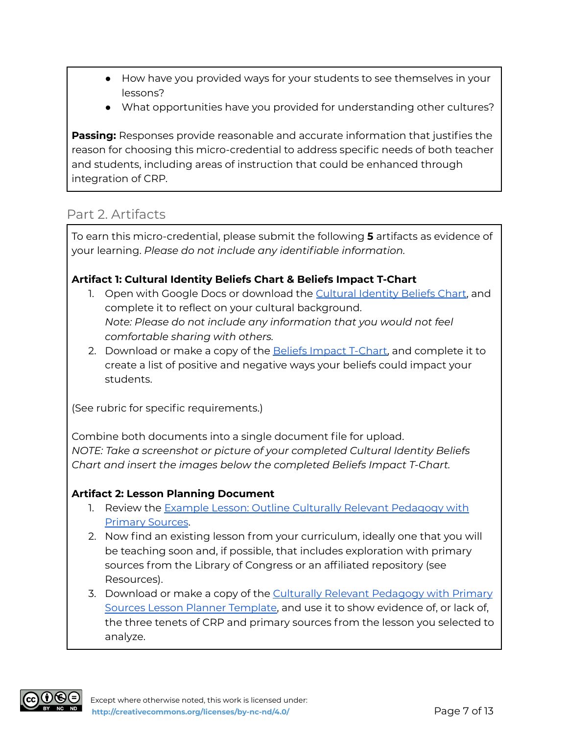- How have you provided ways for your students to see themselves in your lessons?
- What opportunities have you provided for understanding other cultures?

**Passing:** Responses provide reasonable and accurate information that justifies the reason for choosing this micro-credential to address specific needs of both teacher and students, including areas of instruction that could be enhanced through integration of CRP.

## Part 2. Artifacts

To earn this micro-credential, please submit the following **5** artifacts as evidence of your learning. *Please do not include any identifiable information.*

**Artifact 1: Cultural Identity Beliefs Chart & Beliefs Impact T-Chart**

1. Open with Google Docs or download the Cultural Identity Beliefs Chart, and complete it to reflect on your cultural background.
   *Note: Please do not include any information that you would not feel comfortable sharing with others.*
2. Download or make a copy of the Beliefs Impact T-Chart, and complete it to create a list of positive and negative ways your beliefs could impact your students.

(See rubric for specific requirements.)

Combine both documents into a single document file for upload.
*NOTE: Take a screenshot or picture of your completed Cultural Identity Beliefs Chart and insert the images below the completed Beliefs Impact T-Chart.*

**Artifact 2: Lesson Planning Document**

1. Review the Example Lesson: Outline Culturally Relevant Pedagogy with Primary Sources.
2. Now find an existing lesson from your curriculum, ideally one that you will be teaching soon and, if possible, that includes exploration with primary sources from the Library of Congress or an affiliated repository (see Resources).
3. Download or make a copy of the Culturally Relevant Pedagogy with Primary Sources Lesson Planner Template, and use it to show evidence of, or lack of, the three tenets of CRP and primary sources from the lesson you selected to analyze.

Except where otherwise noted, this work is licensed under: http://creativecommons.org/licenses/by-nc-nd/4.0/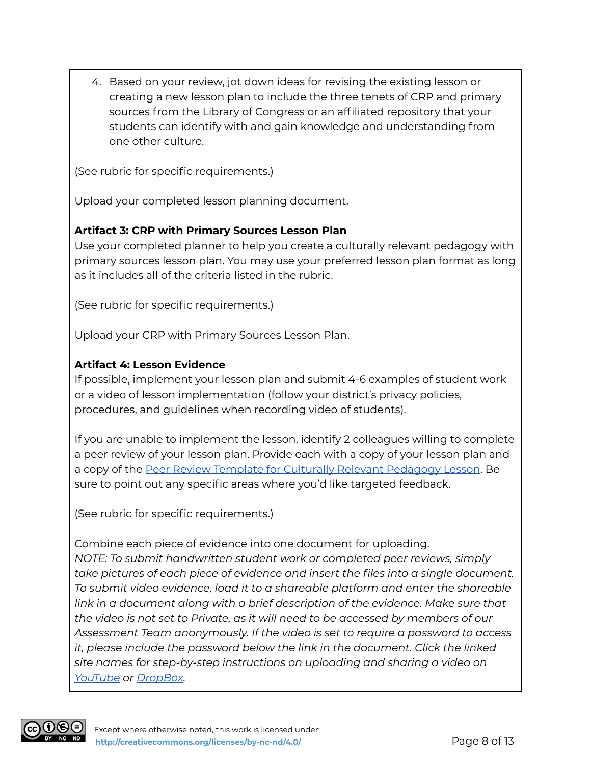4. Based on your review, jot down ideas for revising the existing lesson or creating a new lesson plan to include the three tenets of CRP and primary sources from the Library of Congress or an affiliated repository that your students can identify with and gain knowledge and understanding from one other culture.

(See rubric for specific requirements.)

Upload your completed lesson planning document.

**Artifact 3: CRP with Primary Sources Lesson Plan**
Use your completed planner to help you create a culturally relevant pedagogy with primary sources lesson plan. You may use your preferred lesson plan format as long as it includes all of the criteria listed in the rubric.

(See rubric for specific requirements.)

Upload your CRP with Primary Sources Lesson Plan.

**Artifact 4: Lesson Evidence**
If possible, implement your lesson plan and submit 4-6 examples of student work or a video of lesson implementation (follow your district's privacy policies, procedures, and guidelines when recording video of students).

If you are unable to implement the lesson, identify 2 colleagues willing to complete a peer review of your lesson plan. Provide each with a copy of your lesson plan and a copy of the Peer Review Template for Culturally Relevant Pedagogy Lesson. Be sure to point out any specific areas where you'd like targeted feedback.

(See rubric for specific requirements.)

Combine each piece of evidence into one document for uploading.
*NOTE: To submit handwritten student work or completed peer reviews, simply take pictures of each piece of evidence and insert the files into a single document. To submit video evidence, load it to a shareable platform and enter the shareable link in a document along with a brief description of the evidence. Make sure that the video is not set to Private, as it will need to be accessed by members of our Assessment Team anonymously. If the video is set to require a password to access it, please include the password below the link in the document. Click the linked site names for step-by-step instructions on uploading and sharing a video on YouTube or DropBox.*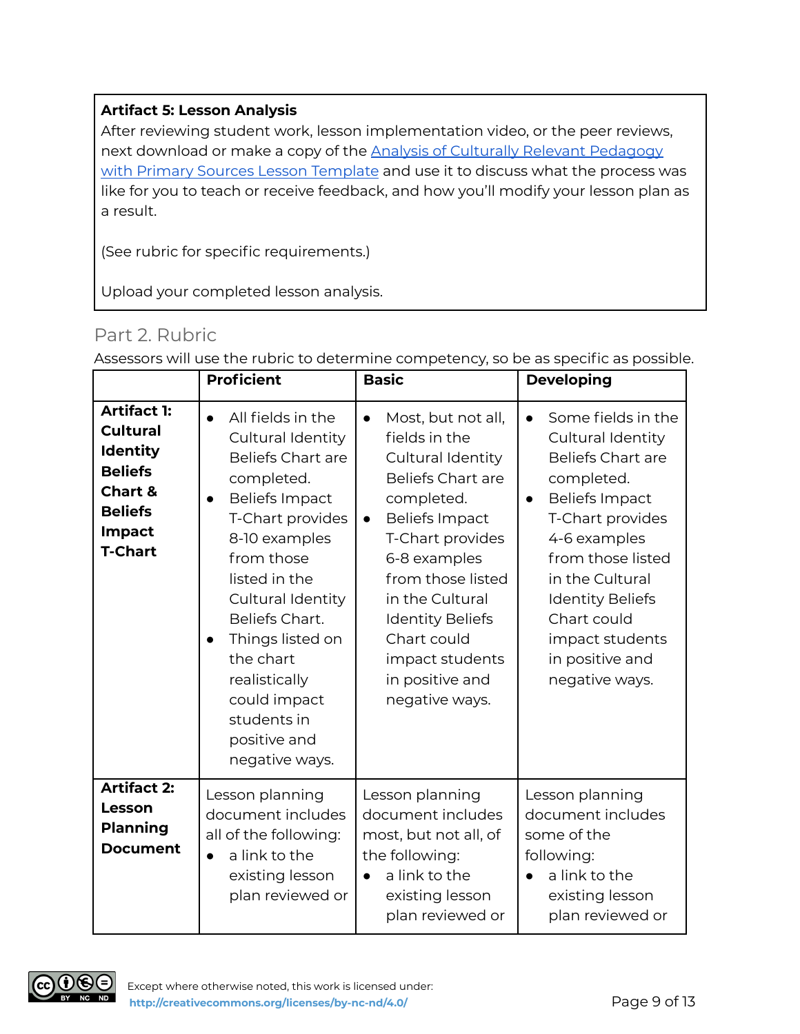**Artifact 5: Lesson Analysis**

After reviewing student work, lesson implementation video, or the peer reviews, next download or make a copy of the Analysis of Culturally Relevant Pedagogy with Primary Sources Lesson Template and use it to discuss what the process was like for you to teach or receive feedback, and how you'll modify your lesson plan as a result.

(See rubric for specific requirements.)

Upload your completed lesson analysis.

## Part 2. Rubric

Assessors will use the rubric to determine competency, so be as specific as possible.

| | **Proficient** | **Basic** | **Developing** |
|---|---|---|---|
| **Artifact 1: Cultural Identity Beliefs Chart & Beliefs Impact T-Chart** | • All fields in the Cultural Identity Beliefs Chart are completed.<br>• Beliefs Impact T-Chart provides 8-10 examples from those listed in the Cultural Identity Beliefs Chart.<br>• Things listed on the chart realistically could impact students in positive and negative ways. | • Most, but not all, fields in the Cultural Identity Beliefs Chart are completed.<br>• Beliefs Impact T-Chart provides 6-8 examples from those listed in the Cultural Identity Beliefs Chart could impact students in positive and negative ways. | • Some fields in the Cultural Identity Beliefs Chart are completed.<br>• Beliefs Impact T-Chart provides 4-6 examples from those listed in the Cultural Identity Beliefs Chart could impact students in positive and negative ways. |
| **Artifact 2: Lesson Planning Document** | Lesson planning document includes all of the following:<br>• a link to the existing lesson plan reviewed or | Lesson planning document includes most, but not all, of the following:<br>• a link to the existing lesson plan reviewed or | Lesson planning document includes some of the following:<br>• a link to the existing lesson plan reviewed or |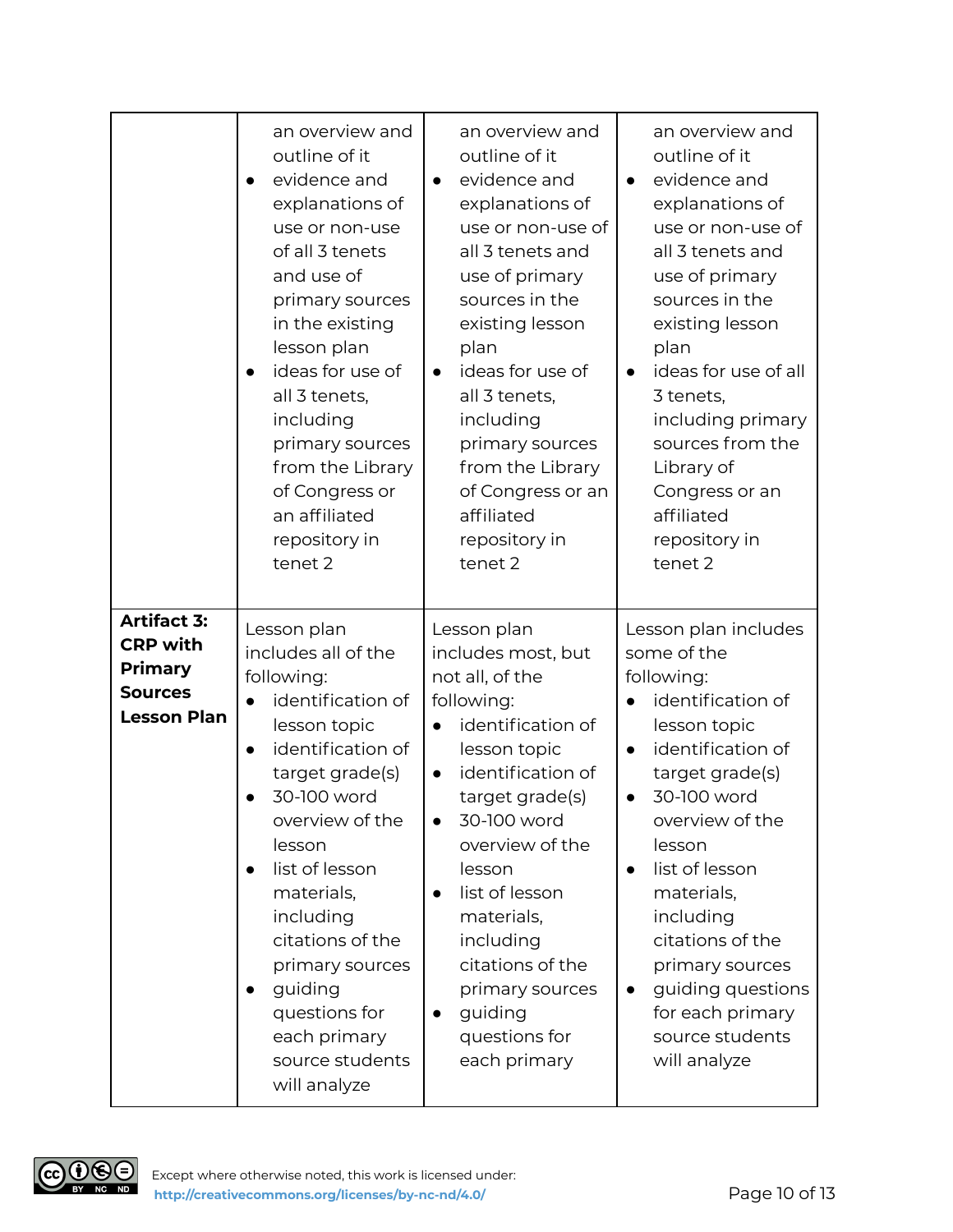| | | | |
|---|---|---|---|
| | an overview and outline of it<br>• evidence and explanations of use or non-use of all 3 tenets and use of primary sources in the existing lesson plan<br>• ideas for use of all 3 tenets, including primary sources from the Library of Congress or an affiliated repository in tenet 2 | an overview and outline of it<br>• evidence and explanations of use or non-use of all 3 tenets and use of primary sources in the existing lesson plan<br>• ideas for use of all 3 tenets, including primary sources from the Library of Congress or an affiliated repository in tenet 2 | an overview and outline of it<br>• evidence and explanations of use or non-use of all 3 tenets and use of primary sources in the existing lesson plan<br>• ideas for use of all 3 tenets, including primary sources from the Library of Congress or an affiliated repository in tenet 2 |
| **Artifact 3: CRP with Primary Sources Lesson Plan** | Lesson plan includes all of the following:<br>• identification of lesson topic<br>• identification of target grade(s)<br>• 30-100 word overview of the lesson<br>• list of lesson materials, including citations of the primary sources<br>• guiding questions for each primary source students will analyze | Lesson plan includes most, but not all, of the following:<br>• identification of lesson topic<br>• identification of target grade(s)<br>• 30-100 word overview of the lesson<br>• list of lesson materials, including citations of the primary sources<br>• guiding questions for each primary | Lesson plan includes some of the following:<br>• identification of lesson topic<br>• identification of target grade(s)<br>• 30-100 word overview of the lesson<br>• list of lesson materials, including citations of the primary sources<br>• guiding questions for each primary source students will analyze |

Except where otherwise noted, this work is licensed under: http://creativecommons.org/licenses/by-nc-nd/4.0/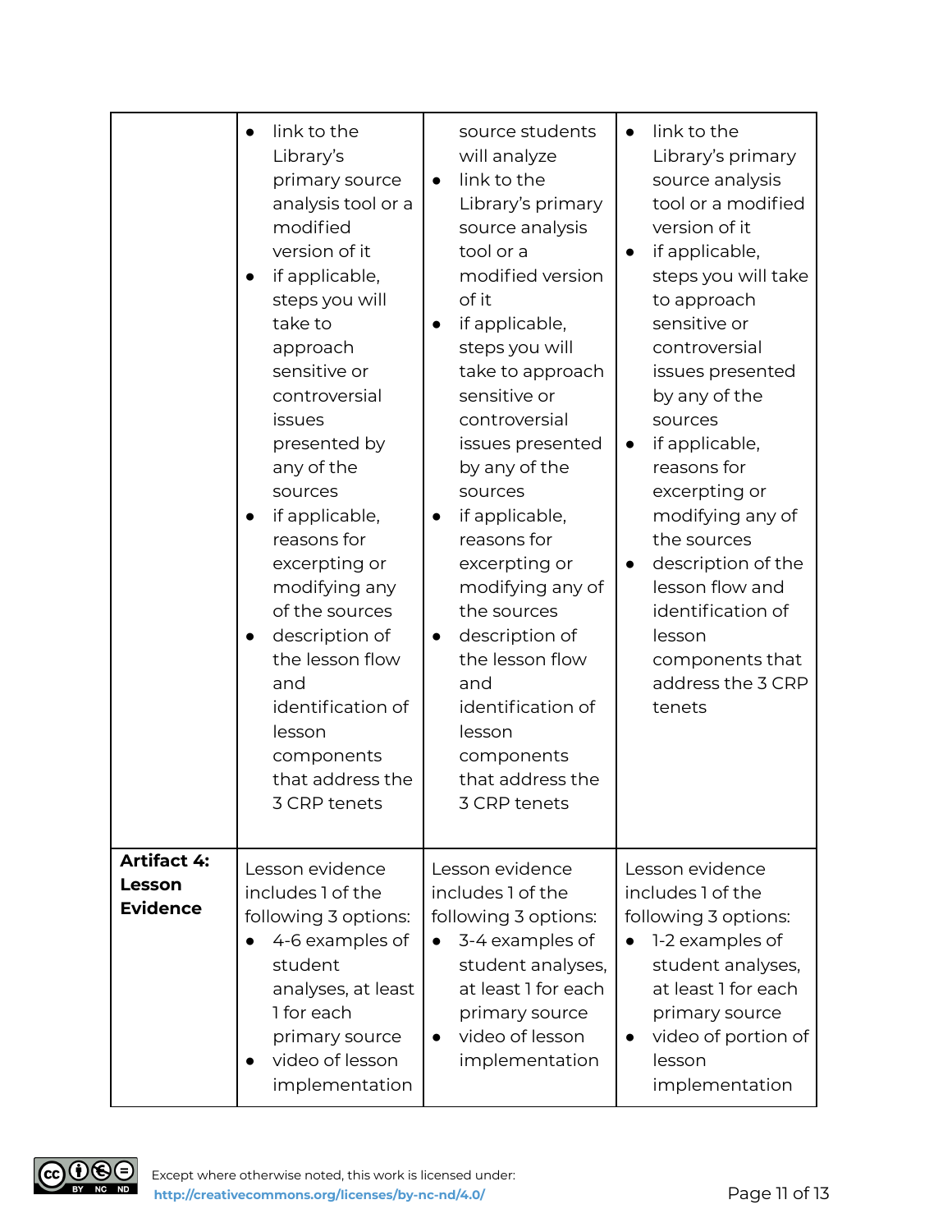| | | | |
|---|---|---|---|
| | • link to the Library's primary source analysis tool or a modified version of it<br>• if applicable, steps you will take to approach sensitive or controversial issues presented by any of the sources<br>• if applicable, reasons for excerpting or modifying any of the sources<br>• description of the lesson flow and identification of lesson components that address the 3 CRP tenets | source students will analyze<br>• link to the Library's primary source analysis tool or a modified version of it<br>• if applicable, steps you will take to approach sensitive or controversial issues presented by any of the sources<br>• if applicable, reasons for excerpting or modifying any of the sources<br>• description of the lesson flow and identification of lesson components that address the 3 CRP tenets | • link to the Library's primary source analysis tool or a modified version of it<br>• if applicable, steps you will take to approach sensitive or controversial issues presented by any of the sources<br>• if applicable, reasons for excerpting or modifying any of the sources<br>• description of the lesson flow and identification of lesson components that address the 3 CRP tenets |
| **Artifact 4: Lesson Evidence** | Lesson evidence includes 1 of the following 3 options:<br>• 4-6 examples of student analyses, at least 1 for each primary source<br>• video of lesson implementation | Lesson evidence includes 1 of the following 3 options:<br>• 3-4 examples of student analyses, at least 1 for each primary source<br>• video of lesson implementation | Lesson evidence includes 1 of the following 3 options:<br>• 1-2 examples of student analyses, at least 1 for each primary source<br>• video of portion of lesson implementation |

Except where otherwise noted, this work is licensed under: http://creativecommons.org/licenses/by-nc-nd/4.0/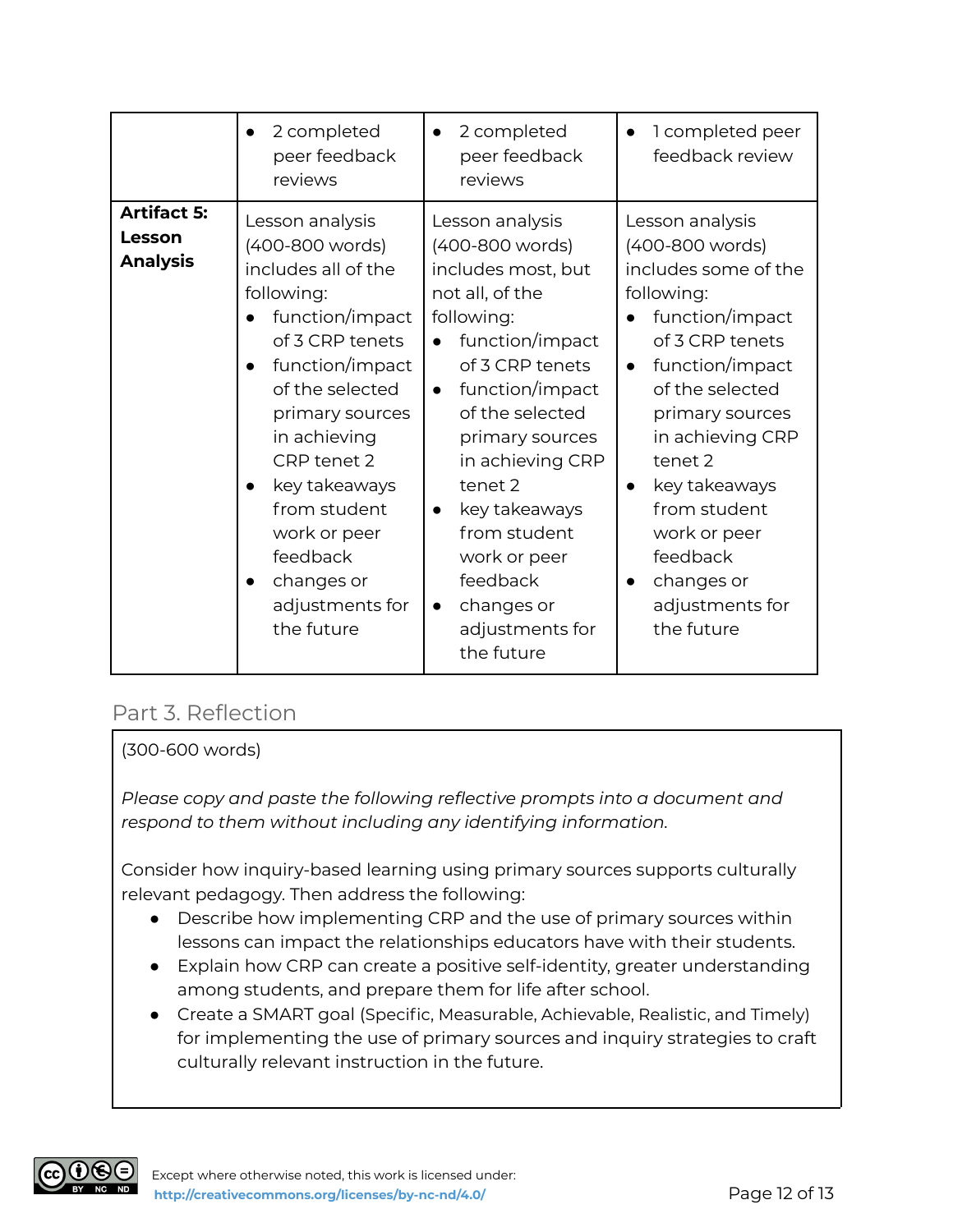| | | | |
|---|---|---|---|
| | • 2 completed peer feedback reviews | • 2 completed peer feedback reviews | • 1 completed peer feedback review |
| **Artifact 5: Lesson Analysis** | Lesson analysis (400-800 words) includes all of the following:<br>• function/impact of 3 CRP tenets<br>• function/impact of the selected primary sources in achieving CRP tenet 2<br>• key takeaways from student work or peer feedback<br>• changes or adjustments for the future | Lesson analysis (400-800 words) includes most, but not all, of the following:<br>• function/impact of 3 CRP tenets<br>• function/impact of the selected primary sources in achieving CRP tenet 2<br>• key takeaways from student work or peer feedback<br>• changes or adjustments for the future | Lesson analysis (400-800 words) includes some of the following:<br>• function/impact of 3 CRP tenets<br>• function/impact of the selected primary sources in achieving CRP tenet 2<br>• key takeaways from student work or peer feedback<br>• changes or adjustments for the future |

## Part 3. Reflection

(300-600 words)

*Please copy and paste the following reflective prompts into a document and respond to them without including any identifying information.*

Consider how inquiry-based learning using primary sources supports culturally relevant pedagogy. Then address the following:

- Describe how implementing CRP and the use of primary sources within lessons can impact the relationships educators have with their students.
- Explain how CRP can create a positive self-identity, greater understanding among students, and prepare them for life after school.
- Create a SMART goal (Specific, Measurable, Achievable, Realistic, and Timely) for implementing the use of primary sources and inquiry strategies to craft culturally relevant instruction in the future.

Except where otherwise noted, this work is licensed under: http://creativecommons.org/licenses/by-nc-nd/4.0/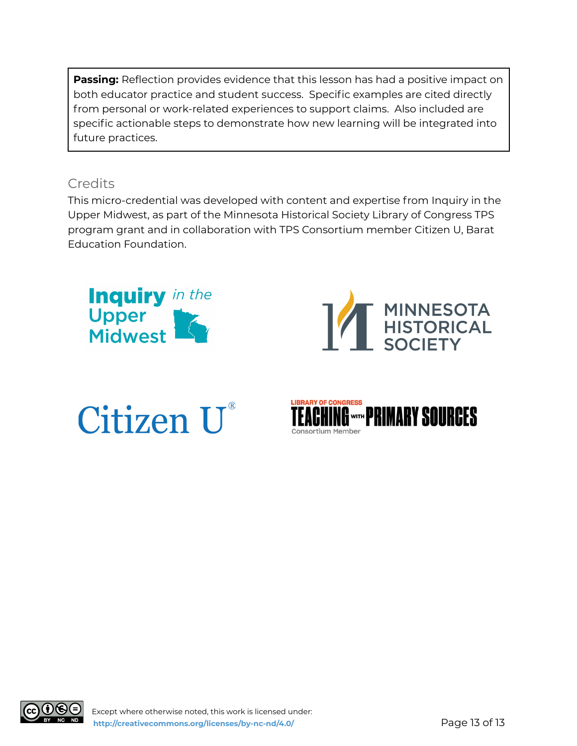**Passing:** Reflection provides evidence that this lesson has had a positive impact on both educator practice and student success. Specific examples are cited directly from personal or work-related experiences to support claims. Also included are specific actionable steps to demonstrate how new learning will be integrated into future practices.

## Credits

This micro-credential was developed with content and expertise from Inquiry in the Upper Midwest, as part of the Minnesota Historical Society Library of Congress TPS program grant and in collaboration with TPS Consortium member Citizen U, Barat Education Foundation.

Except where otherwise noted, this work is licensed under: http://creativecommons.org/licenses/by-nc-nd/4.0/